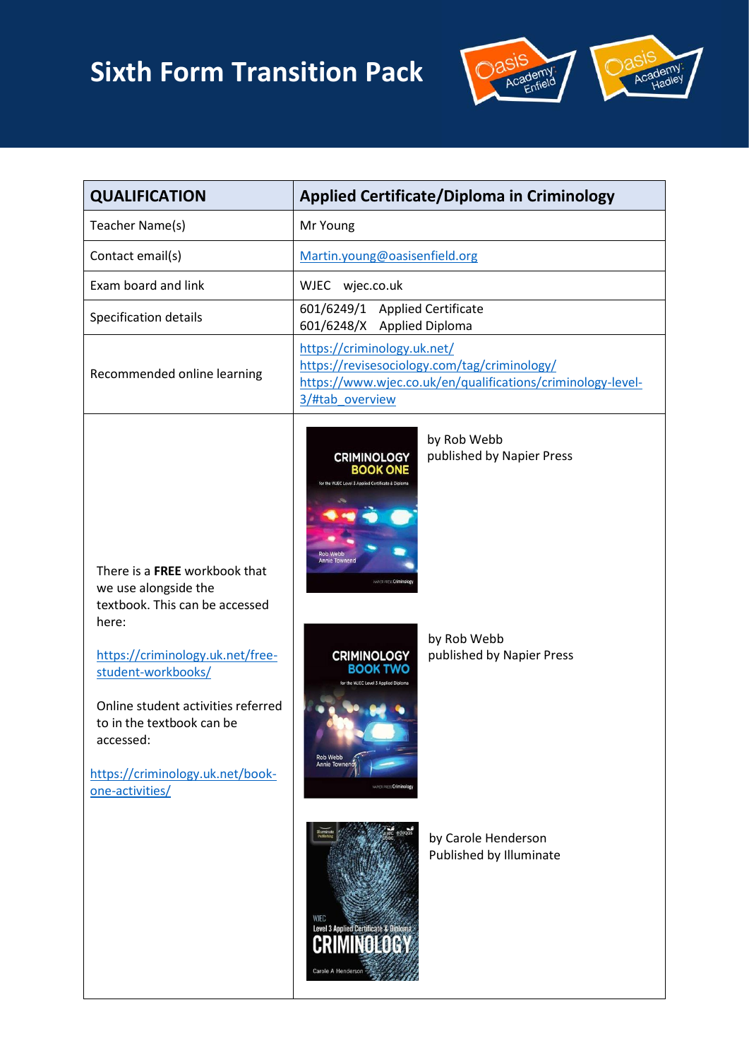# Sixth Form Transition Pack

| QUALIFICATION | Applied Certificate/Diploma in Criminology |
|---|---|
| Teacher Name(s) | Mr Young |
| Contact email(s) | Martin.young@oasisenfield.org |
| Exam board and link | WJEC wjec.co.uk |
| Specification details | 601/6249/1 Applied Certificate<br>601/6248/X Applied Diploma |
| Recommended online learning | https://criminology.uk.net/<br>https://revisesociology.com/tag/criminology/<br>https://www.wjec.co.uk/en/qualifications/criminology-level-3/#tab_overview |
| There is a **FREE** workbook that we use alongside the textbook. This can be accessed here:<br><br>https://criminology.uk.net/free-student-workbooks/<br><br>Online student activities referred to in the textbook can be accessed:<br><br>https://criminology.uk.net/book-one-activities/ | CRIMINOLOGY BOOK ONE for the WJEC Level 3 Applied Certificate & Diploma — by Rob Webb published by Napier Press<br><br>CRIMINOLOGY BOOK TWO for the WJEC Level 3 Applied Diploma — by Rob Webb published by Napier Press<br><br>WJEC Level 3 Applied Certificate & Diploma CRIMINOLOGY — by Carole Henderson Published by Illuminate |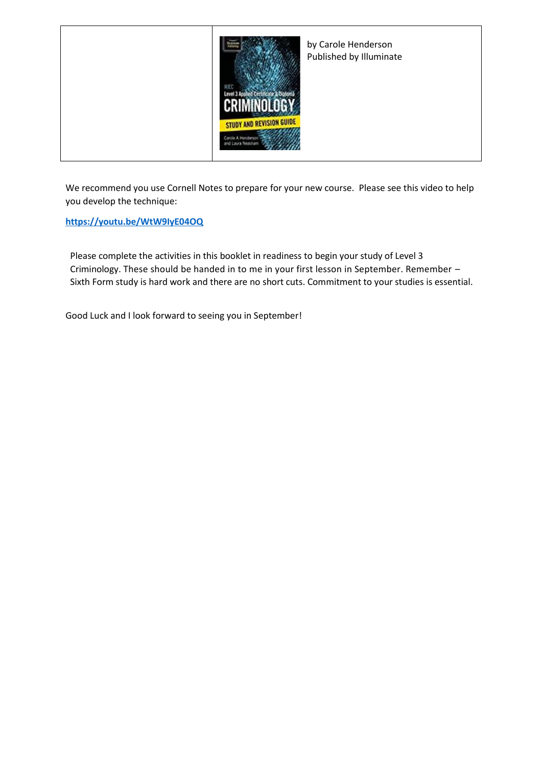| | by Carole Henderson<br>Published by Illuminate |
|---|---|

We recommend you use Cornell Notes to prepare for your new course. Please see this video to help you develop the technique:

**https://youtu.be/WtW9IyE04OQ**

Please complete the activities in this booklet in readiness to begin your study of Level 3 Criminology. These should be handed in to me in your first lesson in September. Remember – Sixth Form study is hard work and there are no short cuts. Commitment to your studies is essential.

Good Luck and I look forward to seeing you in September!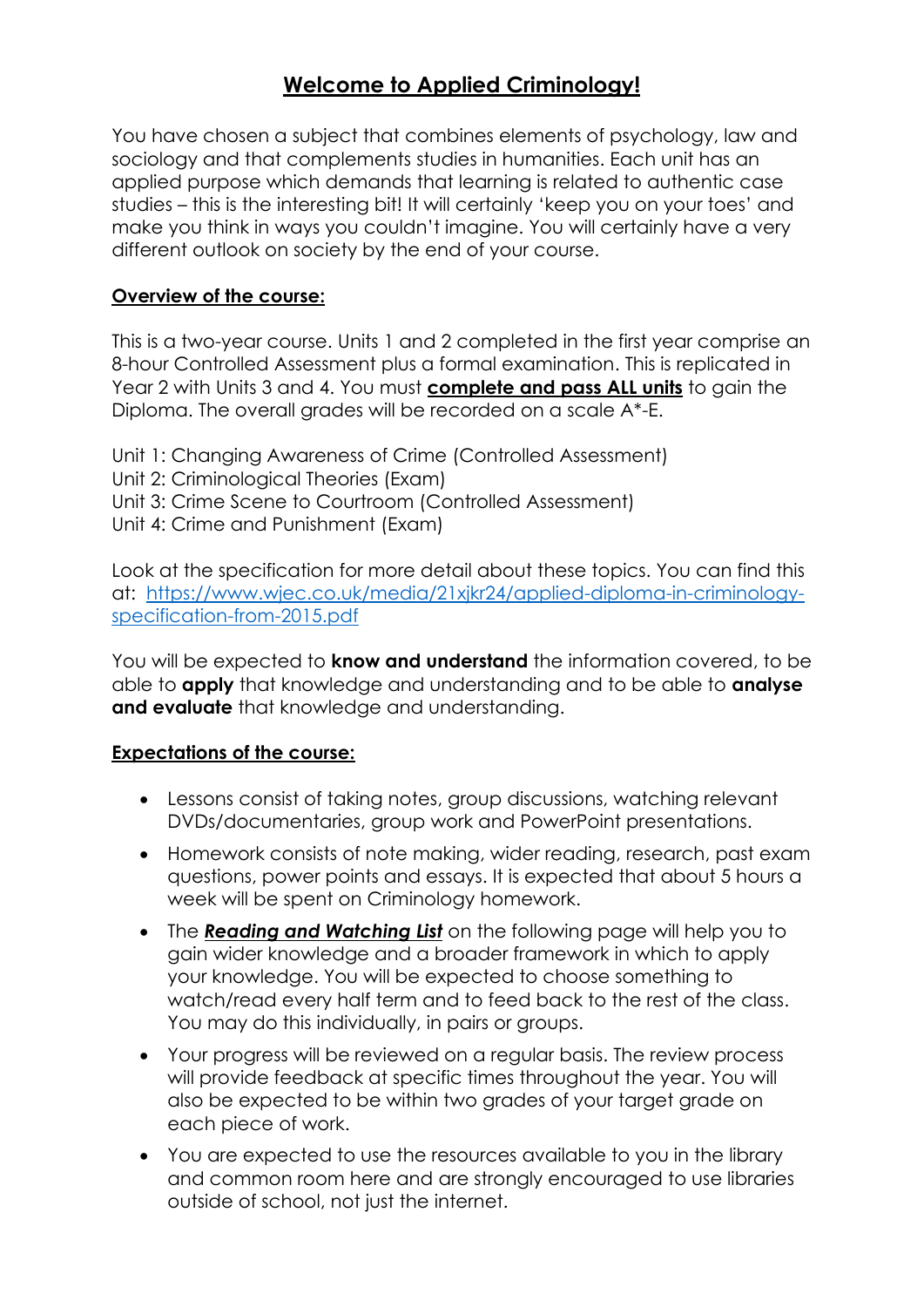# **Welcome to Applied Criminology!**

You have chosen a subject that combines elements of psychology, law and sociology and that complements studies in humanities. Each unit has an applied purpose which demands that learning is related to authentic case studies – this is the interesting bit! It will certainly 'keep you on your toes' and make you think in ways you couldn't imagine. You will certainly have a very different outlook on society by the end of your course.

## **Overview of the course:**

This is a two-year course. Units 1 and 2 completed in the first year comprise an 8-hour Controlled Assessment plus a formal examination. This is replicated in Year 2 with Units 3 and 4. You must **complete and pass ALL units** to gain the Diploma. The overall grades will be recorded on a scale A*-E.

Unit 1: Changing Awareness of Crime (Controlled Assessment)
Unit 2: Criminological Theories (Exam)
Unit 3: Crime Scene to Courtroom (Controlled Assessment)
Unit 4: Crime and Punishment (Exam)

Look at the specification for more detail about these topics. You can find this at: [https://www.wjec.co.uk/media/21xjkr24/applied-diploma-in-criminology-specification-from-2015.pdf](https://www.wjec.co.uk/media/21xjkr24/applied-diploma-in-criminology-specification-from-2015.pdf)

You will be expected to **know and understand** the information covered, to be able to **apply** that knowledge and understanding and to be able to **analyse and evaluate** that knowledge and understanding.

## **Expectations of the course:**

- Lessons consist of taking notes, group discussions, watching relevant DVDs/documentaries, group work and PowerPoint presentations.
- Homework consists of note making, wider reading, research, past exam questions, power points and essays. It is expected that about 5 hours a week will be spent on Criminology homework.
- The ***Reading and Watching List*** on the following page will help you to gain wider knowledge and a broader framework in which to apply your knowledge. You will be expected to choose something to watch/read every half term and to feed back to the rest of the class. You may do this individually, in pairs or groups.
- Your progress will be reviewed on a regular basis. The review process will provide feedback at specific times throughout the year. You will also be expected to be within two grades of your target grade on each piece of work.
- You are expected to use the resources available to you in the library and common room here and are strongly encouraged to use libraries outside of school, not just the internet.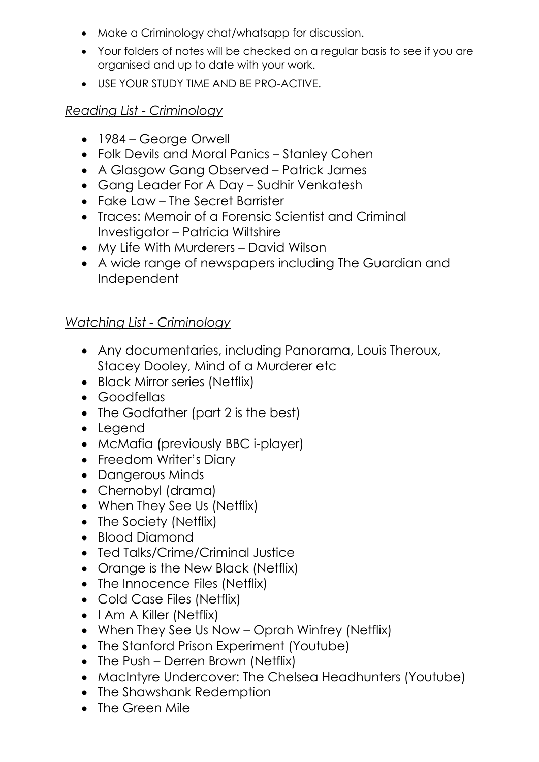- Make a Criminology chat/whatsapp for discussion.
- Your folders of notes will be checked on a regular basis to see if you are organised and up to date with your work.
- USE YOUR STUDY TIME AND BE PRO-ACTIVE.

*Reading List - Criminology*

- 1984 – George Orwell
- Folk Devils and Moral Panics – Stanley Cohen
- A Glasgow Gang Observed – Patrick James
- Gang Leader For A Day – Sudhir Venkatesh
- Fake Law – The Secret Barrister
- Traces: Memoir of a Forensic Scientist and Criminal Investigator – Patricia Wiltshire
- My Life With Murderers – David Wilson
- A wide range of newspapers including The Guardian and Independent

*Watching List - Criminology*

- Any documentaries, including Panorama, Louis Theroux, Stacey Dooley, Mind of a Murderer etc
- Black Mirror series (Netflix)
- Goodfellas
- The Godfather (part 2 is the best)
- Legend
- McMafia (previously BBC i-player)
- Freedom Writer's Diary
- Dangerous Minds
- Chernobyl (drama)
- When They See Us (Netflix)
- The Society (Netflix)
- Blood Diamond
- Ted Talks/Crime/Criminal Justice
- Orange is the New Black (Netflix)
- The Innocence Files (Netflix)
- Cold Case Files (Netflix)
- I Am A Killer (Netflix)
- When They See Us Now – Oprah Winfrey (Netflix)
- The Stanford Prison Experiment (Youtube)
- The Push – Derren Brown (Netflix)
- MacIntyre Undercover: The Chelsea Headhunters (Youtube)
- The Shawshank Redemption
- The Green Mile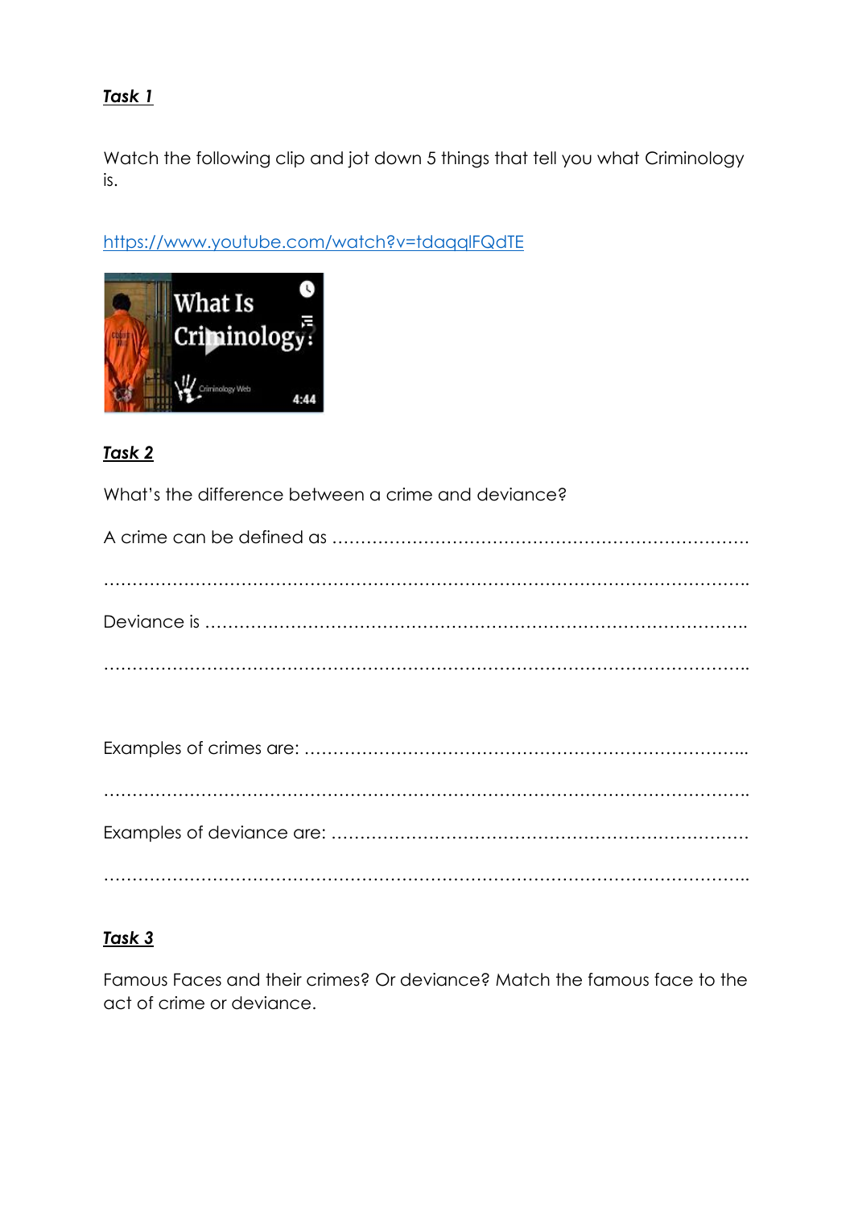***Task 1***

Watch the following clip and jot down 5 things that tell you what Criminology is.

https://www.youtube.com/watch?v=tdaqqlFQdTE

***Task 2***

What's the difference between a crime and deviance?

A crime can be defined as …………………………………………………………………

…………………………………………………………………………………………………

Deviance is …………………………………………………………………………………

…………………………………………………………………………………………………

Examples of crimes are: ……………………………………………………………………

…………………………………………………………………………………………………

Examples of deviance are: …………………………………………………………………

…………………………………………………………………………………………………

***Task 3***

Famous Faces and their crimes? Or deviance? Match the famous face to the act of crime or deviance.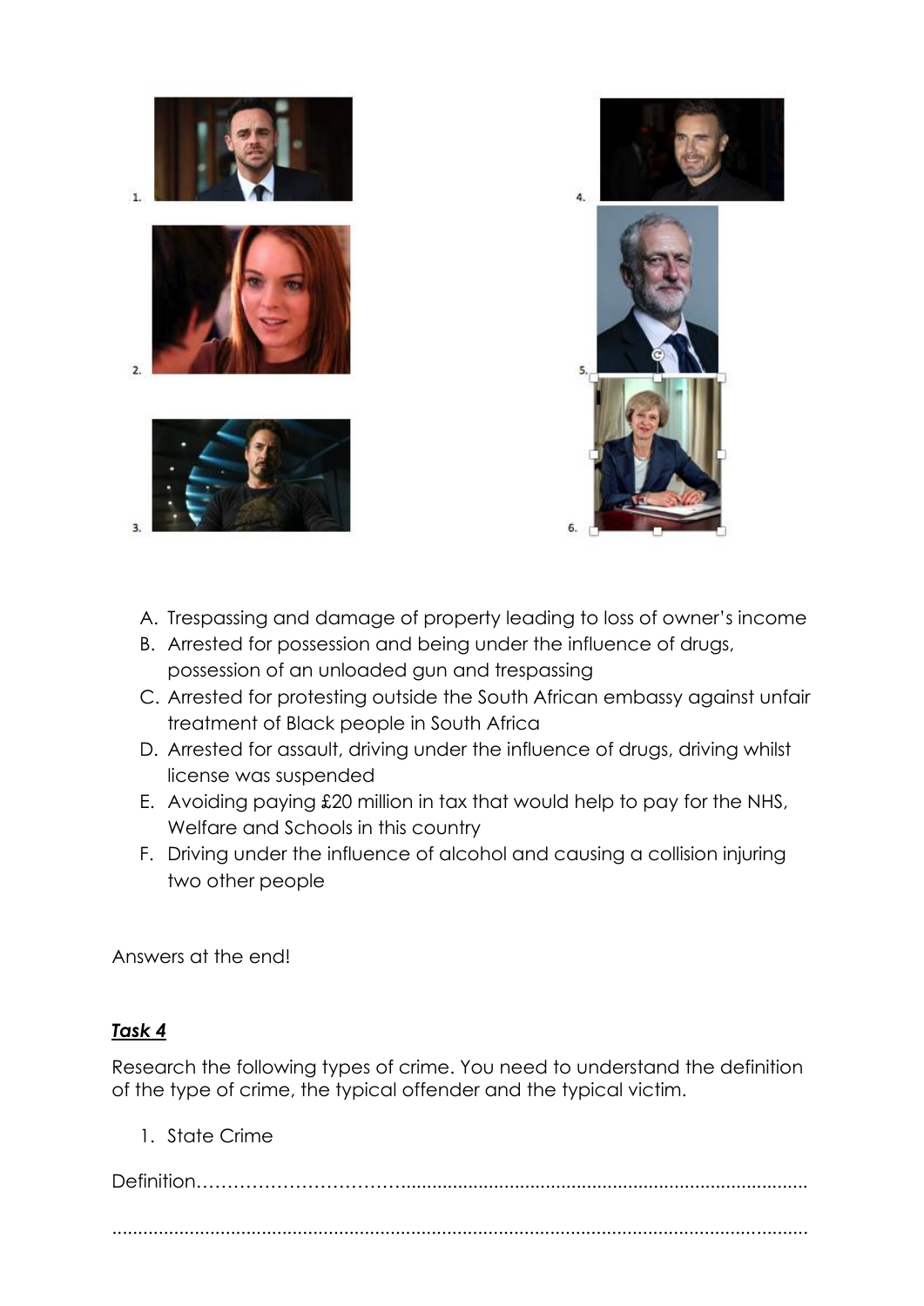1.

2.

3.

4.

5.

6.

A. Trespassing and damage of property leading to loss of owner's income
B. Arrested for possession and being under the influence of drugs, possession of an unloaded gun and trespassing
C. Arrested for protesting outside the South African embassy against unfair treatment of Black people in South Africa
D. Arrested for assault, driving under the influence of drugs, driving whilst license was suspended
E. Avoiding paying £20 million in tax that would help to pay for the NHS, Welfare and Schools in this country
F. Driving under the influence of alcohol and causing a collision injuring two other people

Answers at the end!

## ***Task 4***

Research the following types of crime. You need to understand the definition of the type of crime, the typical offender and the typical victim.

1. State Crime

Definition…………………………………………………………………………………………

……………………………………………………………………………………………………………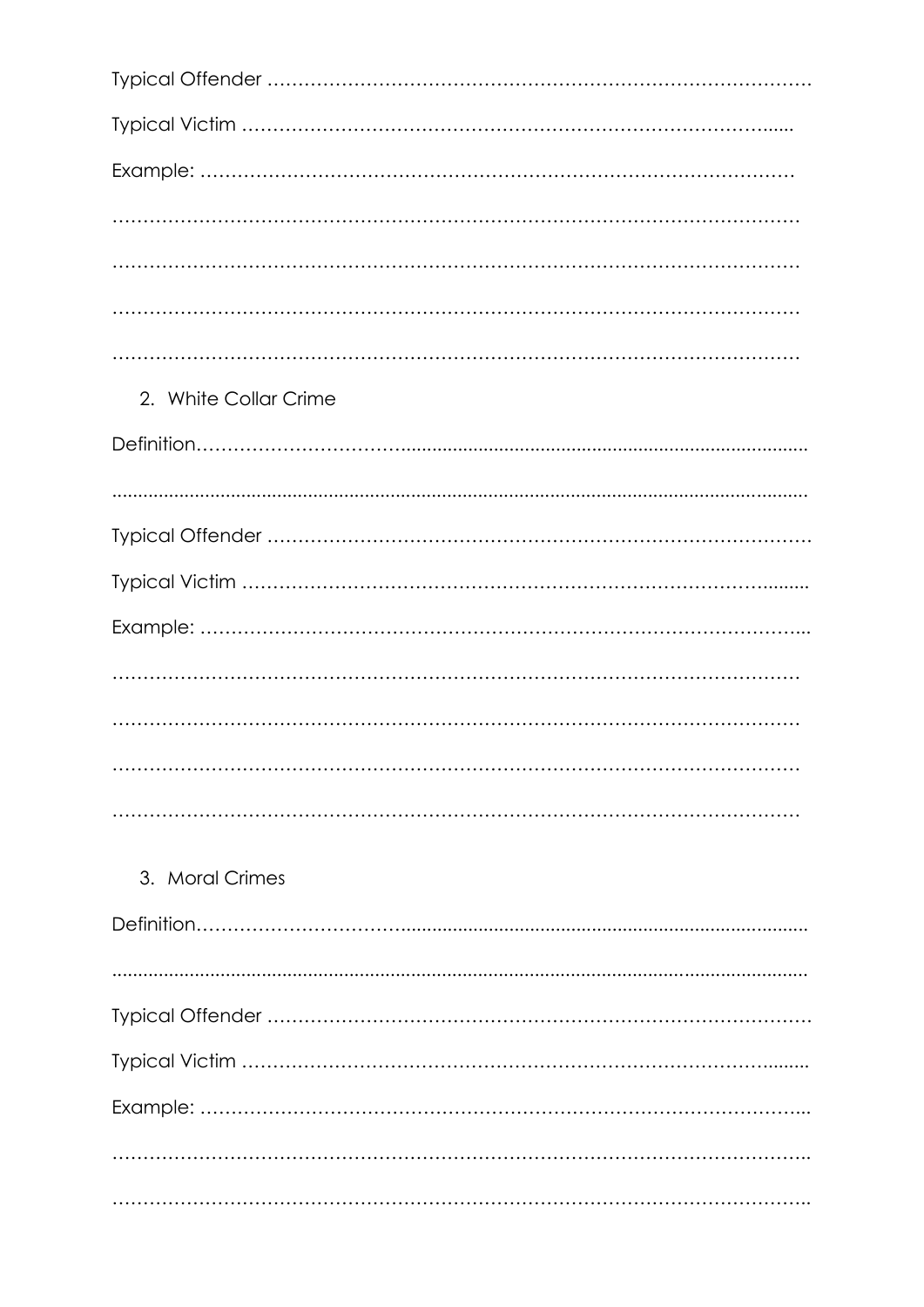Typical Offender ……………………………………………………………………………

Typical Victim ……………………………………………………………………………

Example: ……………………………………………………………………………………

……………………………………………………………………………………………………

……………………………………………………………………………………………………

……………………………………………………………………………………………………

……………………………………………………………………………………………………

2. White Collar Crime

Definition……………………………………………………………………………………

……………………………………………………………………………………………………

Typical Offender ……………………………………………………………………………

Typical Victim ……………………………………………………………………………

Example: ……………………………………………………………………………………

……………………………………………………………………………………………………

……………………………………………………………………………………………………

……………………………………………………………………………………………………

……………………………………………………………………………………………………

3. Moral Crimes

Definition……………………………………………………………………………………

……………………………………………………………………………………………………

Typical Offender ……………………………………………………………………………

Typical Victim ……………………………………………………………………………

Example: ……………………………………………………………………………………

……………………………………………………………………………………………………

……………………………………………………………………………………………………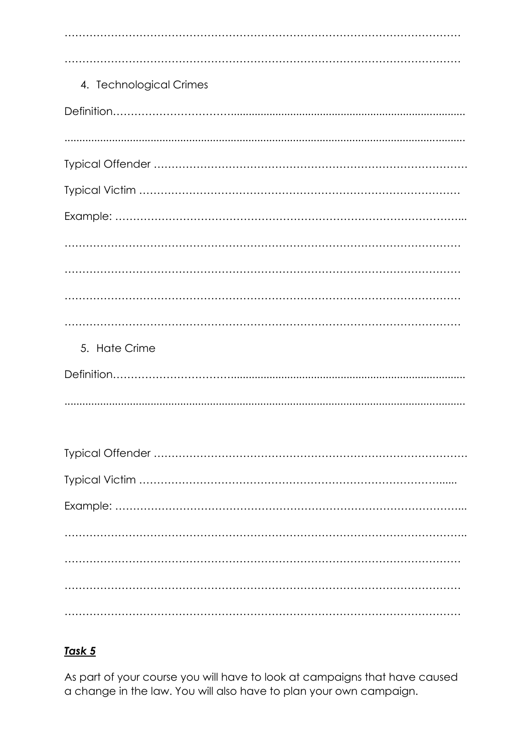…………………………………………………………………………………………………

…………………………………………………………………………………………………

4. Technological Crimes

Definition………………………………...............................................................................

.........................................................................................................................................

Typical Offender ……………………………………………………………………………

Typical Victim ……………………………………………………………………………

Example: …………………………………………………………………………………...

…………………………………………………………………………………………………

…………………………………………………………………………………………………

…………………………………………………………………………………………………

…………………………………………………………………………………………………

5. Hate Crime

Definition………………………………...............................................................................

.........................................................................................................................................

Typical Offender ……………………………………………………………………………

Typical Victim ……………………………………………………………………......

Example: …………………………………………………………………………………...

…………………………………………………………………………………………………..

…………………………………………………………………………………………………

…………………………………………………………………………………………………

…………………………………………………………………………………………………

## ***Task 5***

As part of your course you will have to look at campaigns that have caused a change in the law. You will also have to plan your own campaign.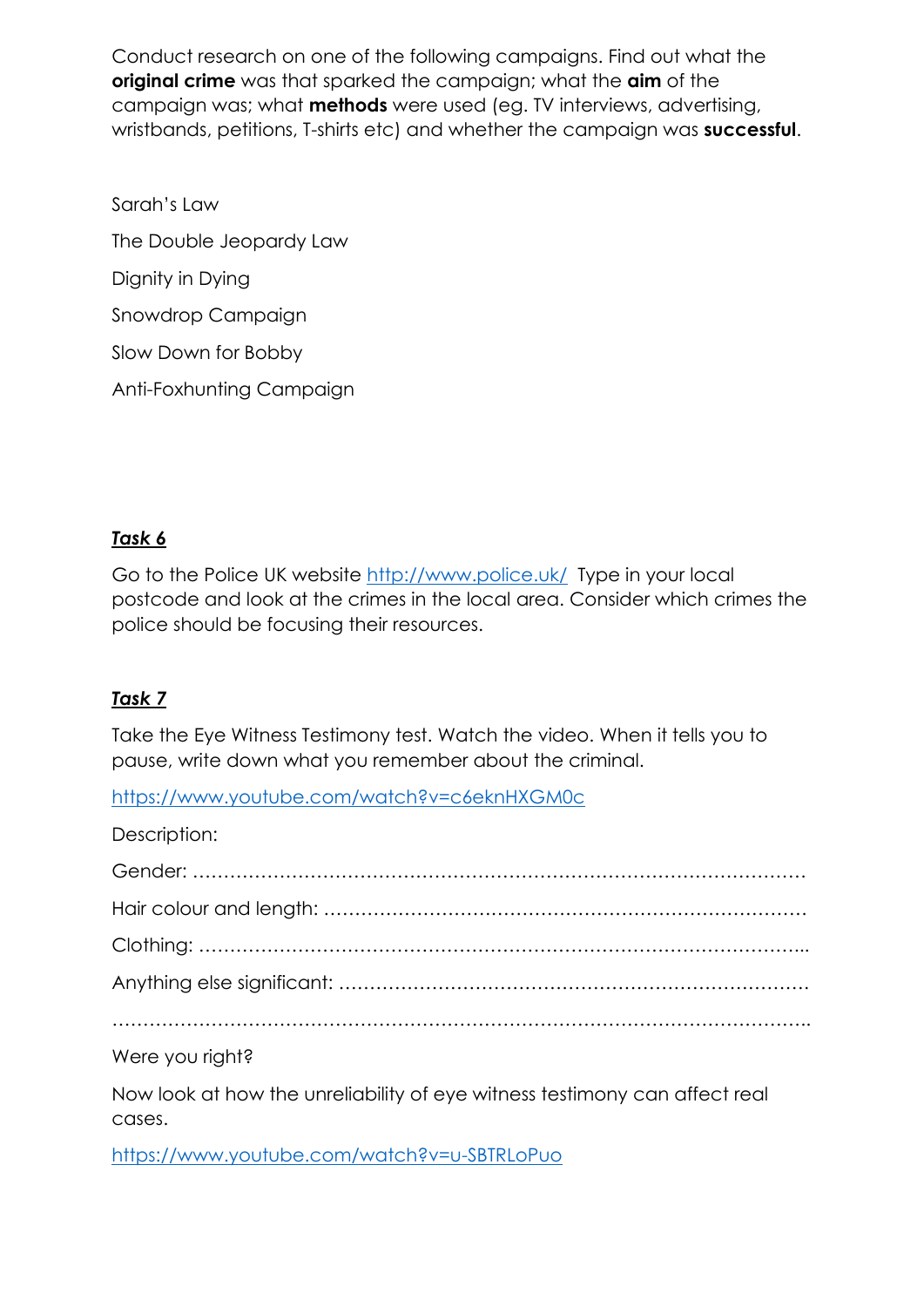Conduct research on one of the following campaigns. Find out what the **original crime** was that sparked the campaign; what the **aim** of the campaign was; what **methods** were used (eg. TV interviews, advertising, wristbands, petitions, T-shirts etc) and whether the campaign was **successful**.

Sarah's Law

The Double Jeopardy Law

Dignity in Dying

Snowdrop Campaign

Slow Down for Bobby

Anti-Foxhunting Campaign

***Task 6***

Go to the Police UK website [http://www.police.uk/](http://www.police.uk/) Type in your local postcode and look at the crimes in the local area. Consider which crimes the police should be focusing their resources.

***Task 7***

Take the Eye Witness Testimony test. Watch the video. When it tells you to pause, write down what you remember about the criminal.

[https://www.youtube.com/watch?v=c6eknHXGM0c](https://www.youtube.com/watch?v=c6eknHXGM0c)

Description:

Gender: ……………………………………………………………………………………

Hair colour and length: ……………………………………………………………………

Clothing: …………………………………………………………………………………...

Anything else significant: …………………………………………………………………

…………………………………………………………………………………………………..

Were you right?

Now look at how the unreliability of eye witness testimony can affect real cases.

[https://www.youtube.com/watch?v=u-SBTRLoPuo](https://www.youtube.com/watch?v=u-SBTRLoPuo)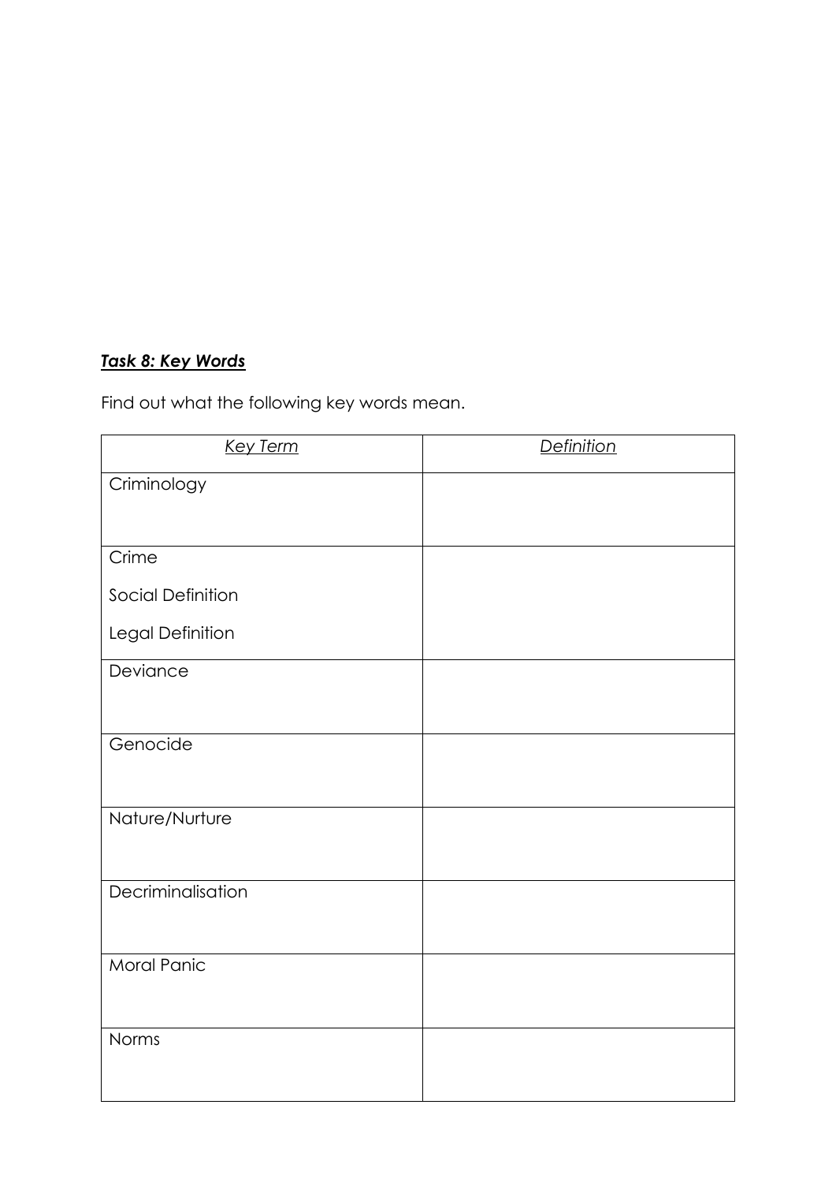***Task 8: Key Words***

Find out what the following key words mean.

| *Key Term* | *Definition* |
| --- | --- |
| Criminology | |
| Crime<br><br>Social Definition<br><br>Legal Definition | |
| Deviance | |
| Genocide | |
| Nature/Nurture | |
| Decriminalisation | |
| Moral Panic | |
| Norms | |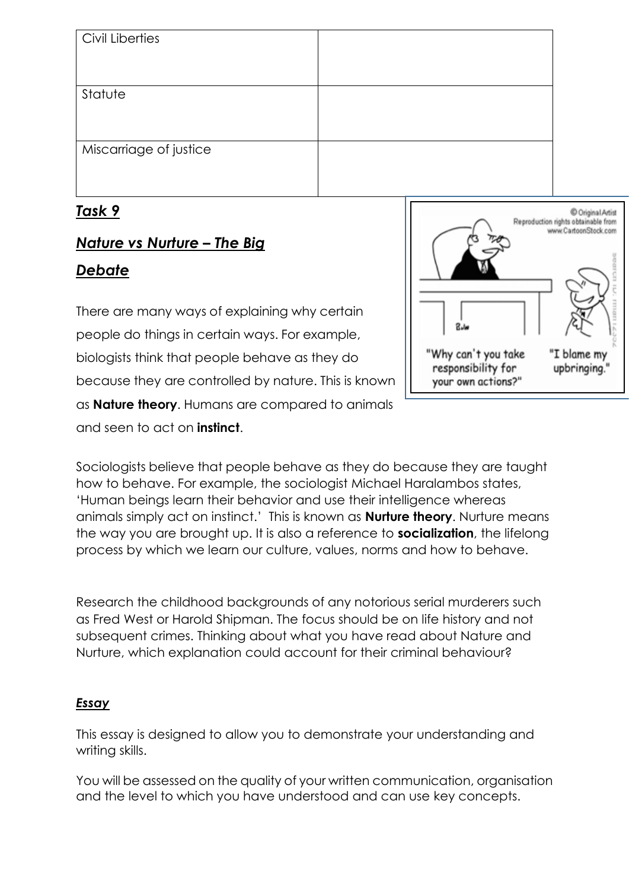| Civil Liberties | |
|---|---|
| Statute | |
| Miscarriage of justice | |

## ***Task 9***

## ***Nature vs Nurture – The Big Debate***

There are many ways of explaining why certain people do things in certain ways. For example, biologists think that people behave as they do because they are controlled by nature. This is known as **Nature theory**. Humans are compared to animals and seen to act on **instinct**.

Sociologists believe that people behave as they do because they are taught how to behave. For example, the sociologist Michael Haralambos states, 'Human beings learn their behavior and use their intelligence whereas animals simply act on instinct.' This is known as **Nurture theory**. Nurture means the way you are brought up. It is also a reference to **socialization**, the lifelong process by which we learn our culture, values, norms and how to behave.

Research the childhood backgrounds of any notorious serial murderers such as Fred West or Harold Shipman. The focus should be on life history and not subsequent crimes. Thinking about what you have read about Nature and Nurture, which explanation could account for their criminal behaviour?

### ***Essay***

This essay is designed to allow you to demonstrate your understanding and writing skills.

You will be assessed on the quality of your written communication, organisation and the level to which you have understood and can use key concepts.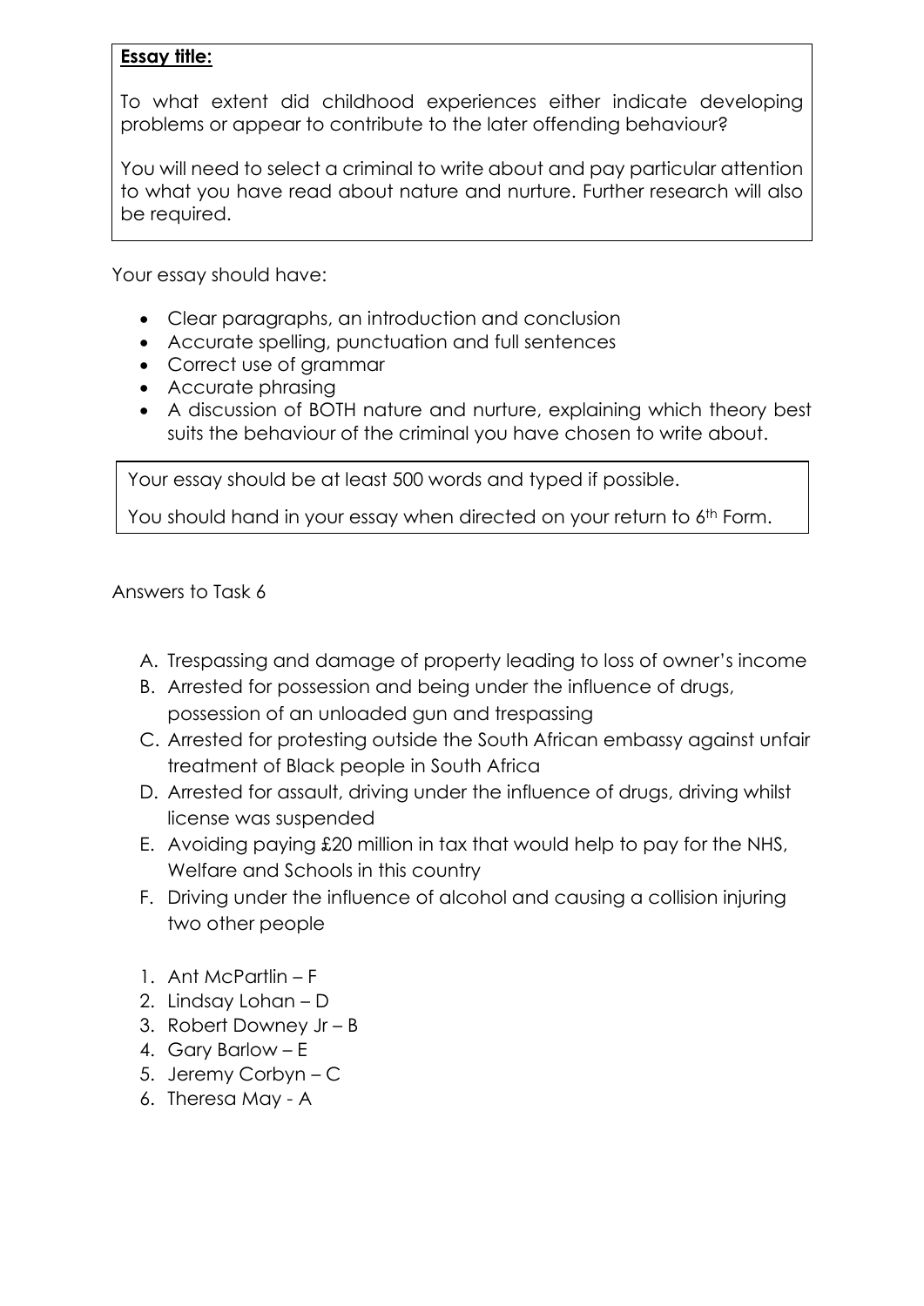**Essay title:**

To what extent did childhood experiences either indicate developing problems or appear to contribute to the later offending behaviour?

You will need to select a criminal to write about and pay particular attention to what you have read about nature and nurture. Further research will also be required.

Your essay should have:

- Clear paragraphs, an introduction and conclusion
- Accurate spelling, punctuation and full sentences
- Correct use of grammar
- Accurate phrasing
- A discussion of BOTH nature and nurture, explaining which theory best suits the behaviour of the criminal you have chosen to write about.

Your essay should be at least 500 words and typed if possible.

You should hand in your essay when directed on your return to 6th Form.

Answers to Task 6

A. Trespassing and damage of property leading to loss of owner's income
B. Arrested for possession and being under the influence of drugs, possession of an unloaded gun and trespassing
C. Arrested for protesting outside the South African embassy against unfair treatment of Black people in South Africa
D. Arrested for assault, driving under the influence of drugs, driving whilst license was suspended
E. Avoiding paying £20 million in tax that would help to pay for the NHS, Welfare and Schools in this country
F. Driving under the influence of alcohol and causing a collision injuring two other people

1. Ant McPartlin – F
2. Lindsay Lohan – D
3. Robert Downey Jr – B
4. Gary Barlow – E
5. Jeremy Corbyn – C
6. Theresa May - A